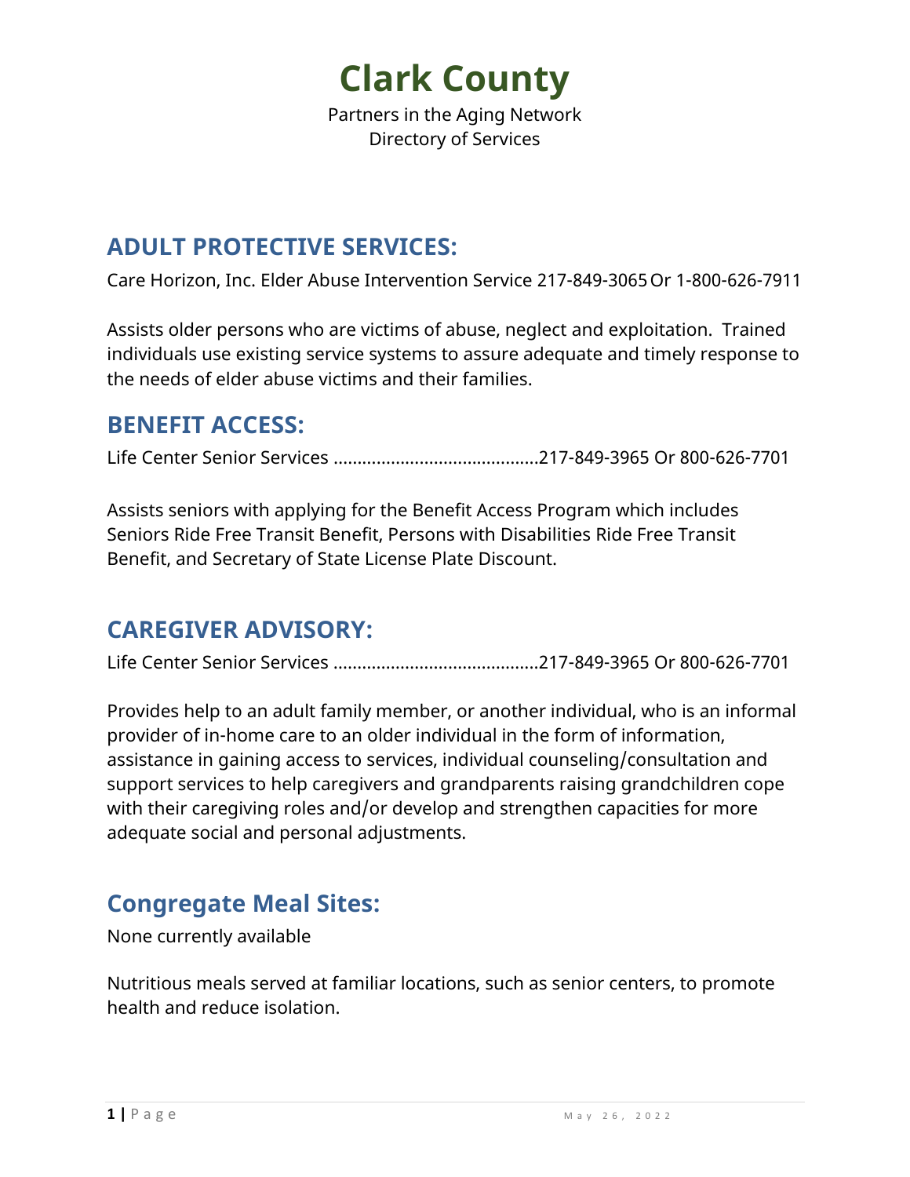# Clark County

Partners in the Aging Network
Directory of Services

## ADULT PROTECTIVE SERVICES:

Care Horizon, Inc. Elder Abuse Intervention Service 217-849-3065 Or 1-800-626-7911

Assists older persons who are victims of abuse, neglect and exploitation. Trained individuals use existing service systems to assure adequate and timely response to the needs of elder abuse victims and their families.

## BENEFIT ACCESS:

Life Center Senior Services ..........................................217-849-3965 Or 800-626-7701

Assists seniors with applying for the Benefit Access Program which includes Seniors Ride Free Transit Benefit, Persons with Disabilities Ride Free Transit Benefit, and Secretary of State License Plate Discount.

## CAREGIVER ADVISORY:

Life Center Senior Services ..........................................217-849-3965 Or 800-626-7701

Provides help to an adult family member, or another individual, who is an informal provider of in-home care to an older individual in the form of information, assistance in gaining access to services, individual counseling/consultation and support services to help caregivers and grandparents raising grandchildren cope with their caregiving roles and/or develop and strengthen capacities for more adequate social and personal adjustments.

## Congregate Meal Sites:

None currently available

Nutritious meals served at familiar locations, such as senior centers, to promote health and reduce isolation.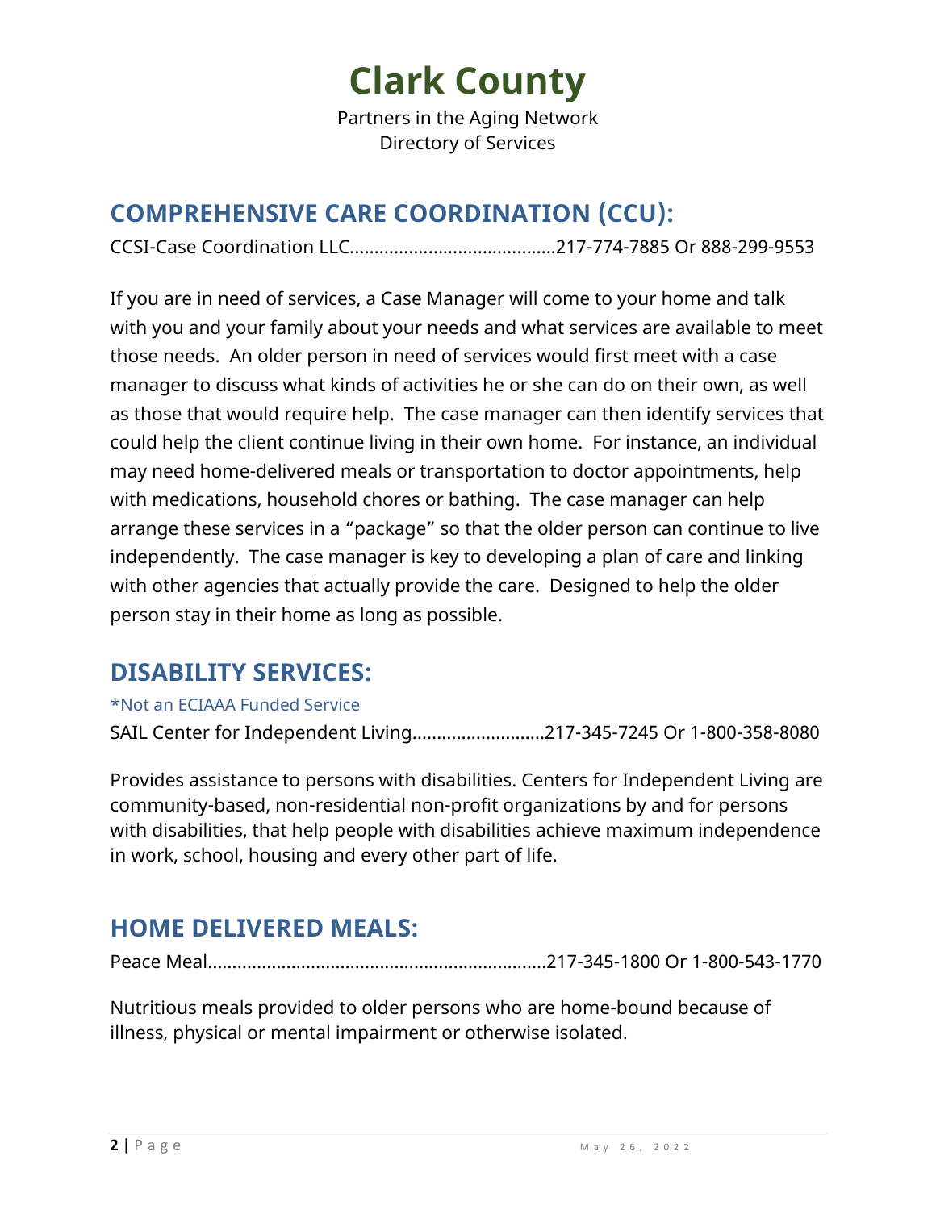# Clark County

Partners in the Aging Network
Directory of Services

## COMPREHENSIVE CARE COORDINATION (CCU):

CCSI-Case Coordination LLC.........................................217-774-7885 Or 888-299-9553

If you are in need of services, a Case Manager will come to your home and talk with you and your family about your needs and what services are available to meet those needs. An older person in need of services would first meet with a case manager to discuss what kinds of activities he or she can do on their own, as well as those that would require help. The case manager can then identify services that could help the client continue living in their own home. For instance, an individual may need home-delivered meals or transportation to doctor appointments, help with medications, household chores or bathing. The case manager can help arrange these services in a "package" so that the older person can continue to live independently. The case manager is key to developing a plan of care and linking with other agencies that actually provide the care. Designed to help the older person stay in their home as long as possible.

## DISABILITY SERVICES:

*Not an ECIAAA Funded Service

SAIL Center for Independent Living..........................217-345-7245 Or 1-800-358-8080

Provides assistance to persons with disabilities. Centers for Independent Living are community-based, non-residential non-profit organizations by and for persons with disabilities, that help people with disabilities achieve maximum independence in work, school, housing and every other part of life.

## HOME DELIVERED MEALS:

Peace Meal....................................................................217-345-1800 Or 1-800-543-1770

Nutritious meals provided to older persons who are home-bound because of illness, physical or mental impairment or otherwise isolated.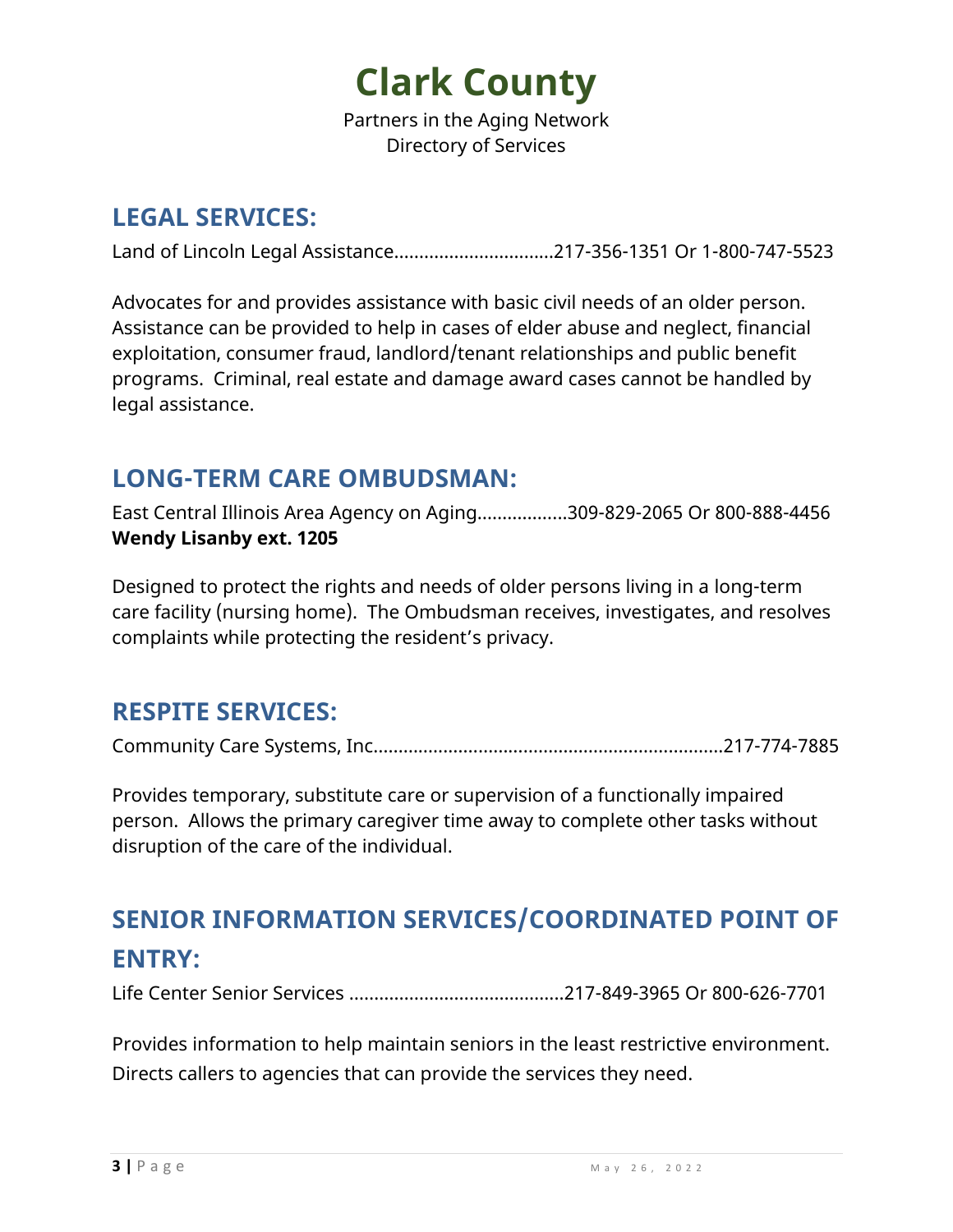# Clark County

Partners in the Aging Network
Directory of Services

## LEGAL SERVICES:

Land of Lincoln Legal Assistance................................217-356-1351 Or 1-800-747-5523

Advocates for and provides assistance with basic civil needs of an older person. Assistance can be provided to help in cases of elder abuse and neglect, financial exploitation, consumer fraud, landlord/tenant relationships and public benefit programs. Criminal, real estate and damage award cases cannot be handled by legal assistance.

## LONG-TERM CARE OMBUDSMAN:

East Central Illinois Area Agency on Aging..................309-829-2065 Or 800-888-4456
**Wendy Lisanby ext. 1205**

Designed to protect the rights and needs of older persons living in a long-term care facility (nursing home). The Ombudsman receives, investigates, and resolves complaints while protecting the resident's privacy.

## RESPITE SERVICES:

Community Care Systems, Inc......................................................................217-774-7885

Provides temporary, substitute care or supervision of a functionally impaired person. Allows the primary caregiver time away to complete other tasks without disruption of the care of the individual.

## SENIOR INFORMATION SERVICES/COORDINATED POINT OF ENTRY:

Life Center Senior Services ..........................................217-849-3965 Or 800-626-7701

Provides information to help maintain seniors in the least restrictive environment. Directs callers to agencies that can provide the services they need.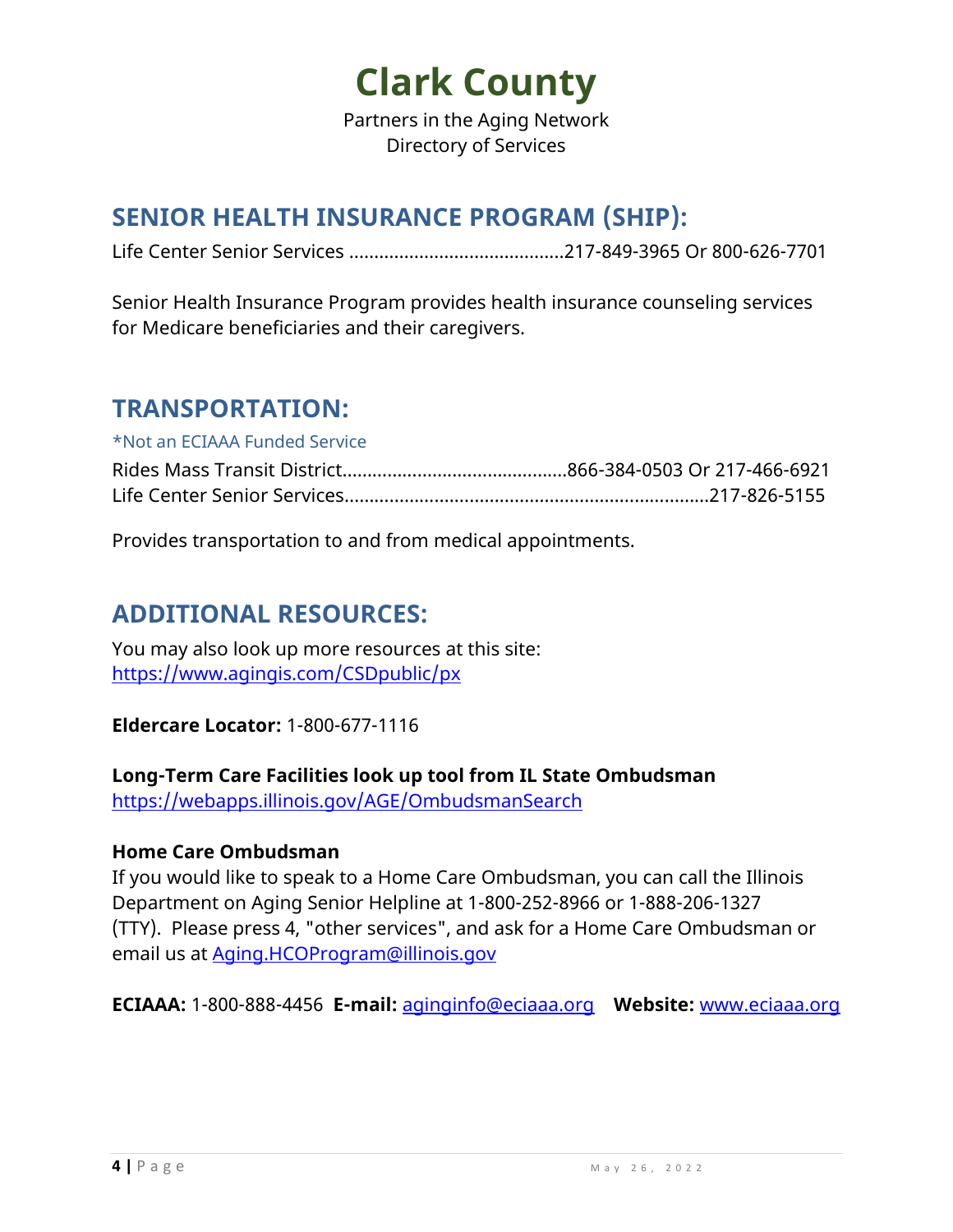# Clark County

Partners in the Aging Network
Directory of Services

## SENIOR HEALTH INSURANCE PROGRAM (SHIP):

Life Center Senior Services ..........................................217-849-3965 Or 800-626-7701

Senior Health Insurance Program provides health insurance counseling services for Medicare beneficiaries and their caregivers.

## TRANSPORTATION:

*Not an ECIAAA Funded Service

Rides Mass Transit District............................................866-384-0503 Or 217-466-6921
Life Center Senior Services.......................................................................217-826-5155

Provides transportation to and from medical appointments.

## ADDITIONAL RESOURCES:

You may also look up more resources at this site:
https://www.agingis.com/CSDpublic/px

**Eldercare Locator:** 1-800-677-1116

**Long-Term Care Facilities look up tool from IL State Ombudsman**
https://webapps.illinois.gov/AGE/OmbudsmanSearch

**Home Care Ombudsman**
If you would like to speak to a Home Care Ombudsman, you can call the Illinois Department on Aging Senior Helpline at 1-800-252-8966 or 1-888-206-1327 (TTY). Please press 4, "other services", and ask for a Home Care Ombudsman or email us at Aging.HCOProgram@illinois.gov

**ECIAAA:** 1-800-888-4456 **E-mail:** aginginfo@eciaaa.org **Website:** www.eciaaa.org